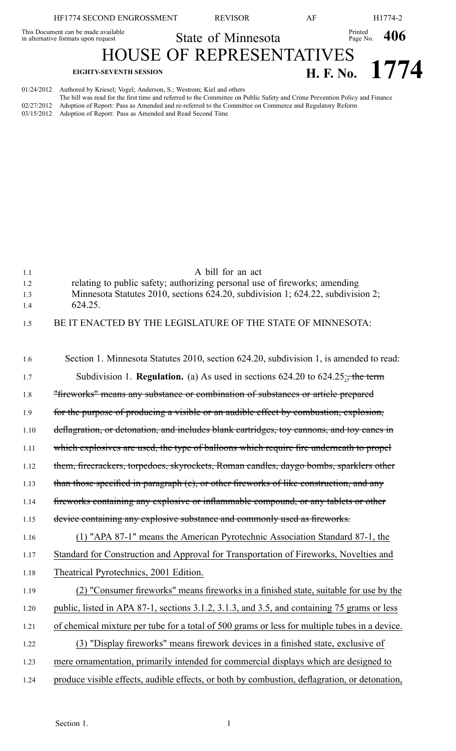HF1774 SECOND ENGROSSMENT REVISOR AF H1774-2

This Document can be made available in alternative formats upon request

State of Minnesota

Printed Page No. **406**

# HOUSE OF REPRESENTATIVES

**EIGHTY-SEVENTH SESSION**

# H. F. No. 1774

01/24/2012 Authored by Kriesel; Vogel; Anderson, S.; Westrom; Kiel and others
The bill was read for the first time and referred to the Committee on Public Safety and Crime Prevention Policy and Finance
02/27/2012 Adoption of Report: Pass as Amended and re-referred to the Committee on Commerce and Regulatory Reform
03/15/2012 Adoption of Report: Pass as Amended and Read Second Time

1.1 A bill for an act
1.2 relating to public safety; authorizing personal use of fireworks; amending
1.3 Minnesota Statutes 2010, sections 624.20, subdivision 1; 624.22, subdivision 2;
1.4 624.25.

1.5 BE IT ENACTED BY THE LEGISLATURE OF THE STATE OF MINNESOTA:

1.6 Section 1. Minnesota Statutes 2010, section 624.20, subdivision 1, is amended to read:

1.7 Subdivision 1. **Regulation.** (a) As used in sections 624.20 to 624.25:~~, the term~~
1.8 ~~"fireworks" means any substance or combination of substances or article prepared~~
1.9 ~~for the purpose of producing a visible or an audible effect by combustion, explosion,~~
1.10 ~~deflagration, or detonation, and includes blank cartridges, toy cannons, and toy canes in~~
1.11 ~~which explosives are used, the type of balloons which require fire underneath to propel~~
1.12 ~~them, firecrackers, torpedoes, skyrockets, Roman candles, daygo bombs, sparklers other~~
1.13 ~~than those specified in paragraph (c), or other fireworks of like construction, and any~~
1.14 ~~fireworks containing any explosive or inflammable compound, or any tablets or other~~
1.15 ~~device containing any explosive substance and commonly used as fireworks.~~

1.16 <u>(1) "APA 87-1" means the American Pyrotechnic Association Standard 87-1, the</u>
1.17 <u>Standard for Construction and Approval for Transportation of Fireworks, Novelties and</u>
1.18 <u>Theatrical Pyrotechnics, 2001 Edition.</u>

1.19 <u>(2) "Consumer fireworks" means fireworks in a finished state, suitable for use by the</u>
1.20 <u>public, listed in APA 87-1, sections 3.1.2, 3.1.3, and 3.5, and containing 75 grams or less</u>
1.21 <u>of chemical mixture per tube for a total of 500 grams or less for multiple tubes in a device.</u>

1.22 <u>(3) "Display fireworks" means firework devices in a finished state, exclusive of</u>
1.23 <u>mere ornamentation, primarily intended for commercial displays which are designed to</u>
1.24 <u>produce visible effects, audible effects, or both by combustion, deflagration, or detonation,</u>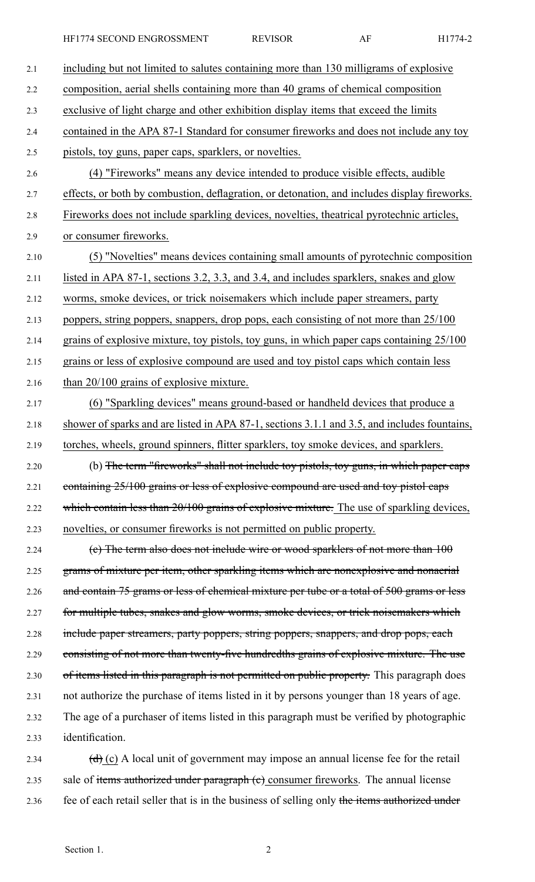including but not limited to salutes containing more than 130 milligrams of explosive composition, aerial shells containing more than 40 grams of chemical composition exclusive of light charge and other exhibition display items that exceed the limits contained in the APA 87-1 Standard for consumer fireworks and does not include any toy pistols, toy guns, paper caps, sparklers, or novelties.

(4) "Fireworks" means any device intended to produce visible effects, audible effects, or both by combustion, deflagration, or detonation, and includes display fireworks. Fireworks does not include sparkling devices, novelties, theatrical pyrotechnic articles, or consumer fireworks.

(5) "Novelties" means devices containing small amounts of pyrotechnic composition listed in APA 87-1, sections 3.2, 3.3, and 3.4, and includes sparklers, snakes and glow worms, smoke devices, or trick noisemakers which include paper streamers, party poppers, string poppers, snappers, drop pops, each consisting of not more than 25/100 grains of explosive mixture, toy pistols, toy guns, in which paper caps containing 25/100 grains or less of explosive compound are used and toy pistol caps which contain less than 20/100 grains of explosive mixture.

(6) "Sparkling devices" means ground-based or handheld devices that produce a shower of sparks and are listed in APA 87-1, sections 3.1.1 and 3.5, and includes fountains, torches, wheels, ground spinners, flitter sparklers, toy smoke devices, and sparklers.

(b) ~~The term "fireworks" shall not include toy pistols, toy guns, in which paper caps containing 25/100 grains or less of explosive compound are used and toy pistol caps which contain less than 20/100 grains of explosive mixture.~~ The use of sparkling devices, novelties, or consumer fireworks is not permitted on public property.

~~(c) The term also does not include wire or wood sparklers of not more than 100 grams of mixture per item, other sparkling items which are nonexplosive and nonaerial and contain 75 grams or less of chemical mixture per tube or a total of 500 grams or less for multiple tubes, snakes and glow worms, smoke devices, or trick noisemakers which include paper streamers, party poppers, string poppers, snappers, and drop pops, each consisting of not more than twenty-five hundredths grains of explosive mixture. The use of items listed in this paragraph is not permitted on public property.~~ This paragraph does not authorize the purchase of items listed in it by persons younger than 18 years of age. The age of a purchaser of items listed in this paragraph must be verified by photographic identification.

~~(d)~~ (c) A local unit of government may impose an annual license fee for the retail sale of ~~items authorized under paragraph (c)~~ consumer fireworks. The annual license fee of each retail seller that is in the business of selling only ~~the items authorized under~~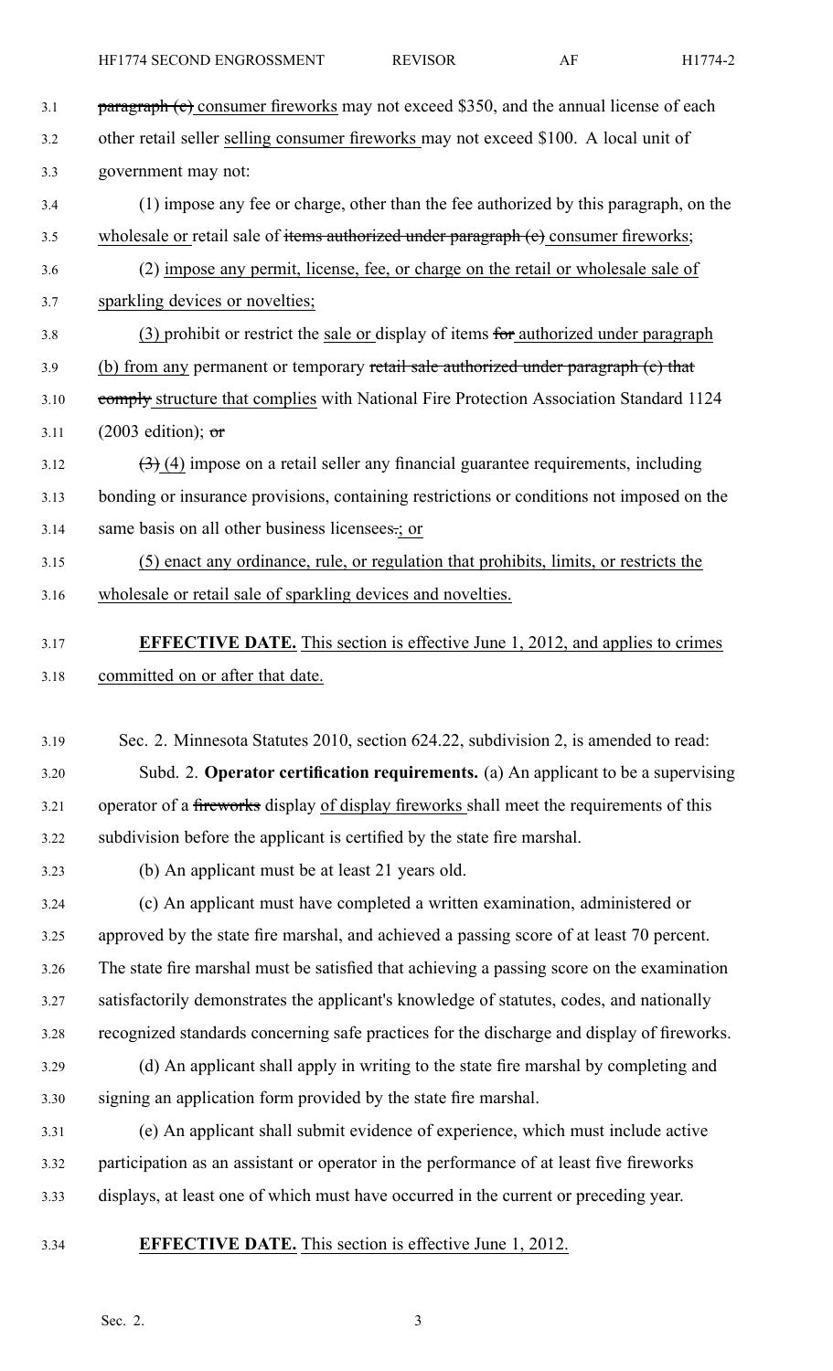~~paragraph (c)~~ consumer fireworks may not exceed $350, and the annual license of each other retail seller selling consumer fireworks may not exceed $100. A local unit of government may not:

(1) impose any fee or charge, other than the fee authorized by this paragraph, on the wholesale or retail sale of ~~items authorized under paragraph (c)~~ consumer fireworks;

(2) impose any permit, license, fee, or charge on the retail or wholesale sale of sparkling devices or novelties;

(3) prohibit or restrict the sale or display of items ~~for~~ authorized under paragraph (b) from any permanent or temporary ~~retail sale authorized under paragraph (c) that comply~~ structure that complies with National Fire Protection Association Standard 1124 (2003 edition); ~~or~~

~~(3)~~ (4) impose on a retail seller any financial guarantee requirements, including bonding or insurance provisions, containing restrictions or conditions not imposed on the same basis on all other business licensees~~.~~; or

(5) enact any ordinance, rule, or regulation that prohibits, limits, or restricts the wholesale or retail sale of sparkling devices and novelties.

**EFFECTIVE DATE.** This section is effective June 1, 2012, and applies to crimes committed on or after that date.

Sec. 2. Minnesota Statutes 2010, section 624.22, subdivision 2, is amended to read:

Subd. 2. **Operator certification requirements.** (a) An applicant to be a supervising operator of a ~~fireworks~~ display of display fireworks shall meet the requirements of this subdivision before the applicant is certified by the state fire marshal.

(b) An applicant must be at least 21 years old.

(c) An applicant must have completed a written examination, administered or approved by the state fire marshal, and achieved a passing score of at least 70 percent. The state fire marshal must be satisfied that achieving a passing score on the examination satisfactorily demonstrates the applicant's knowledge of statutes, codes, and nationally recognized standards concerning safe practices for the discharge and display of fireworks.

(d) An applicant shall apply in writing to the state fire marshal by completing and signing an application form provided by the state fire marshal.

(e) An applicant shall submit evidence of experience, which must include active participation as an assistant or operator in the performance of at least five fireworks displays, at least one of which must have occurred in the current or preceding year.

**EFFECTIVE DATE.** This section is effective June 1, 2012.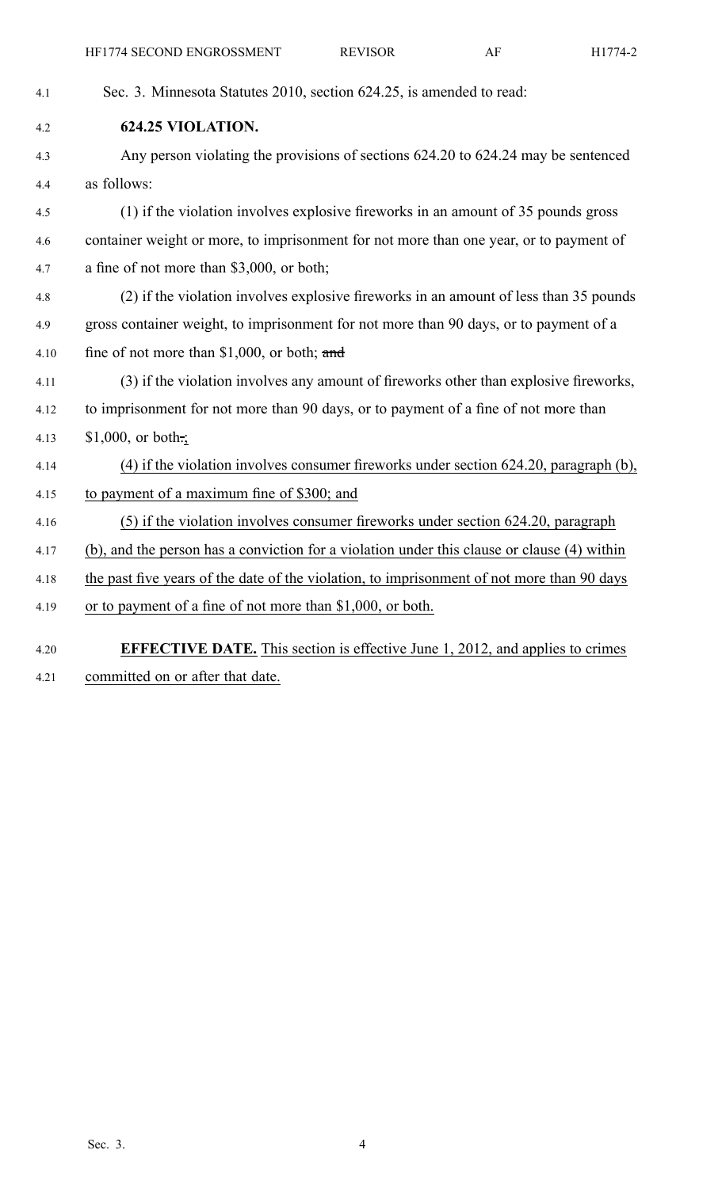Sec. 3. Minnesota Statutes 2010, section 624.25, is amended to read:

**624.25 VIOLATION.**

Any person violating the provisions of sections 624.20 to 624.24 may be sentenced as follows:

(1) if the violation involves explosive fireworks in an amount of 35 pounds gross container weight or more, to imprisonment for not more than one year, or to payment of a fine of not more than $3,000, or both;

(2) if the violation involves explosive fireworks in an amount of less than 35 pounds gross container weight, to imprisonment for not more than 90 days, or to payment of a fine of not more than $1,000, or both; ~~and~~

(3) if the violation involves any amount of fireworks other than explosive fireworks, to imprisonment for not more than 90 days, or to payment of a fine of not more than $1,000, or both~~.~~;

(4) if the violation involves consumer fireworks under section 624.20, paragraph (b), to payment of a maximum fine of $300; and

(5) if the violation involves consumer fireworks under section 624.20, paragraph (b), and the person has a conviction for a violation under this clause or clause (4) within the past five years of the date of the violation, to imprisonment of not more than 90 days or to payment of a fine of not more than $1,000, or both.

**EFFECTIVE DATE.** This section is effective June 1, 2012, and applies to crimes committed on or after that date.